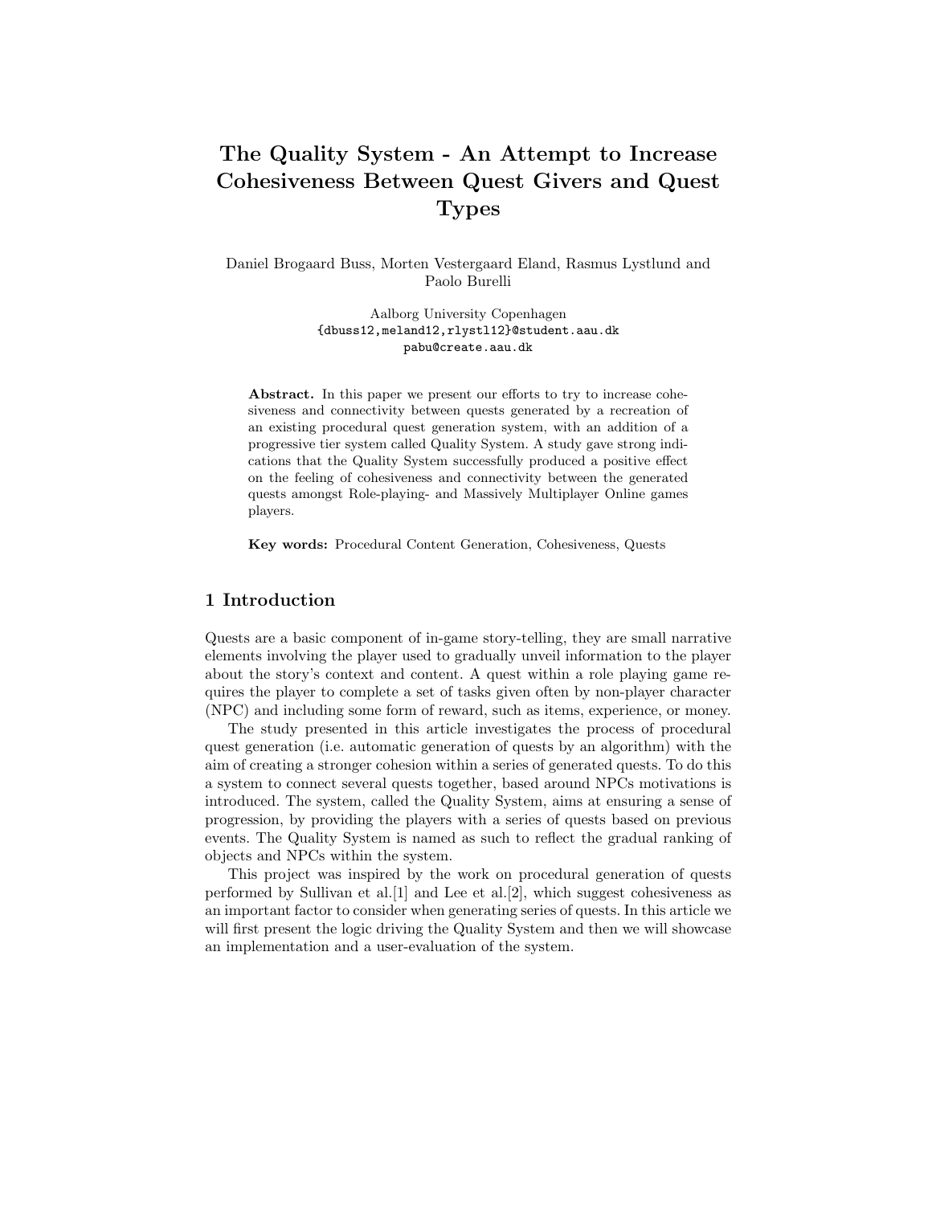# The Quality System - An Attempt to Increase Cohesiveness Between Quest Givers and Quest Types

Daniel Brogaard Buss, Morten Vestergaard Eland, Rasmus Lystlund and Paolo Burelli

Aalborg University Copenhagen
{dbuss12,meland12,rlystl12}@student.aau.dk
pabu@create.aau.dk

**Abstract.** In this paper we present our efforts to try to increase cohesiveness and connectivity between quests generated by a recreation of an existing procedural quest generation system, with an addition of a progressive tier system called Quality System. A study gave strong indications that the Quality System successfully produced a positive effect on the feeling of cohesiveness and connectivity between the generated quests amongst Role-playing- and Massively Multiplayer Online games players.

**Key words:** Procedural Content Generation, Cohesiveness, Quests

## 1 Introduction

Quests are a basic component of in-game story-telling, they are small narrative elements involving the player used to gradually unveil information to the player about the story's context and content. A quest within a role playing game requires the player to complete a set of tasks given often by non-player character (NPC) and including some form of reward, such as items, experience, or money.

The study presented in this article investigates the process of procedural quest generation (i.e. automatic generation of quests by an algorithm) with the aim of creating a stronger cohesion within a series of generated quests. To do this a system to connect several quests together, based around NPCs motivations is introduced. The system, called the Quality System, aims at ensuring a sense of progression, by providing the players with a series of quests based on previous events. The Quality System is named as such to reflect the gradual ranking of objects and NPCs within the system.

This project was inspired by the work on procedural generation of quests performed by Sullivan et al.[1] and Lee et al.[2], which suggest cohesiveness as an important factor to consider when generating series of quests. In this article we will first present the logic driving the Quality System and then we will showcase an implementation and a user-evaluation of the system.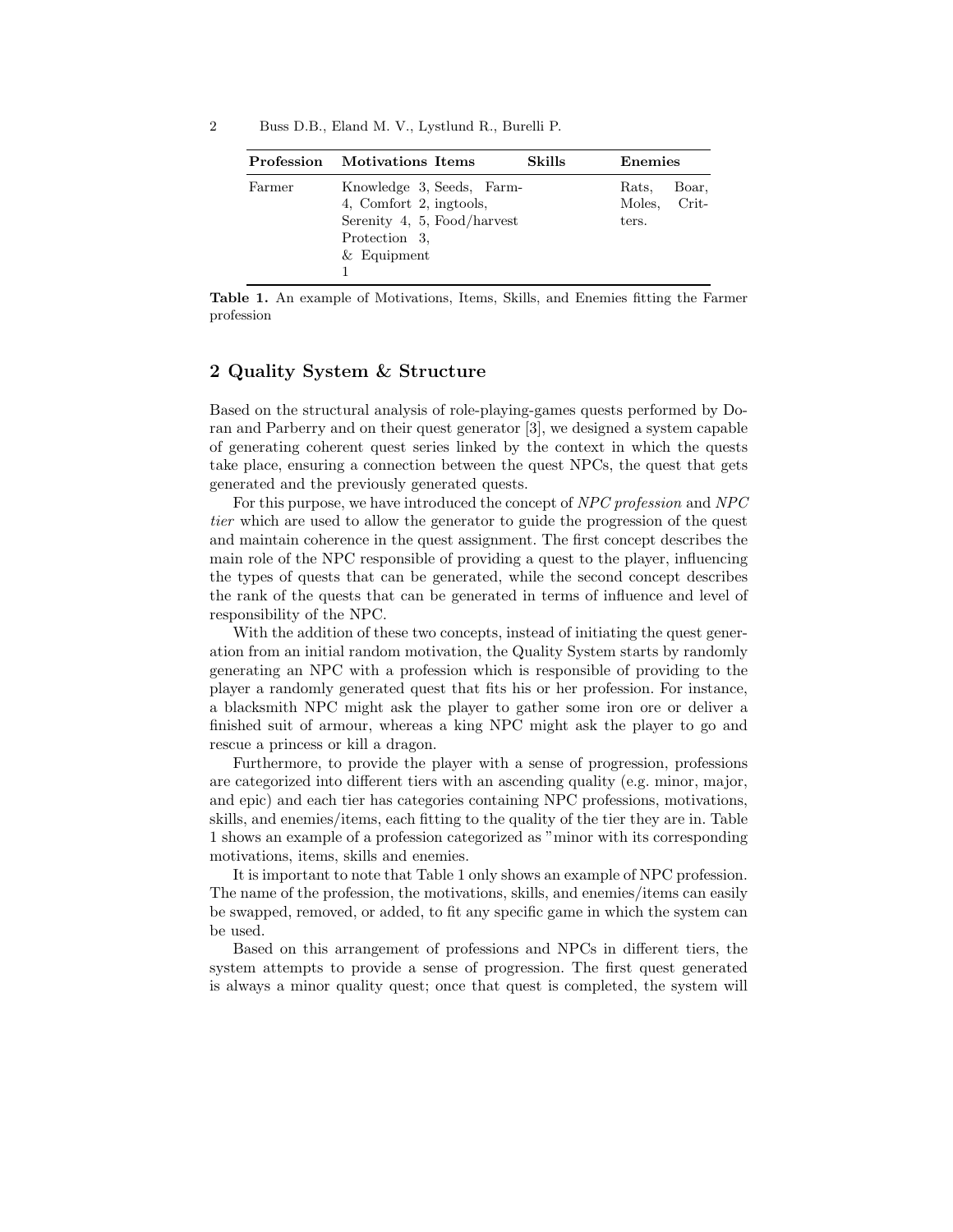| Profession | Motivations | Items | Skills | Enemies |
|---|---|---|---|---|
| Farmer | Knowledge 3, 4, Comfort 2, Serenity 4, Protection 3, & Equipment 1 | Seeds, Farmingtools, 5, Food/harvest | | Rats, Boar, Moles, Critters. |

**Table 1.** An example of Motivations, Items, Skills, and Enemies fitting the Farmer profession

## 2 Quality System & Structure

Based on the structural analysis of role-playing-games quests performed by Doran and Parberry and on their quest generator [3], we designed a system capable of generating coherent quest series linked by the context in which the quests take place, ensuring a connection between the quest NPCs, the quest that gets generated and the previously generated quests.

For this purpose, we have introduced the concept of *NPC profession* and *NPC tier* which are used to allow the generator to guide the progression of the quest and maintain coherence in the quest assignment. The first concept describes the main role of the NPC responsible of providing a quest to the player, influencing the types of quests that can be generated, while the second concept describes the rank of the quests that can be generated in terms of influence and level of responsibility of the NPC.

With the addition of these two concepts, instead of initiating the quest generation from an initial random motivation, the Quality System starts by randomly generating an NPC with a profession which is responsible of providing to the player a randomly generated quest that fits his or her profession. For instance, a blacksmith NPC might ask the player to gather some iron ore or deliver a finished suit of armour, whereas a king NPC might ask the player to go and rescue a princess or kill a dragon.

Furthermore, to provide the player with a sense of progression, professions are categorized into different tiers with an ascending quality (e.g. minor, major, and epic) and each tier has categories containing NPC professions, motivations, skills, and enemies/items, each fitting to the quality of the tier they are in. Table 1 shows an example of a profession categorized as "minor with its corresponding motivations, items, skills and enemies.

It is important to note that Table 1 only shows an example of NPC profession. The name of the profession, the motivations, skills, and enemies/items can easily be swapped, removed, or added, to fit any specific game in which the system can be used.

Based on this arrangement of professions and NPCs in different tiers, the system attempts to provide a sense of progression. The first quest generated is always a minor quality quest; once that quest is completed, the system will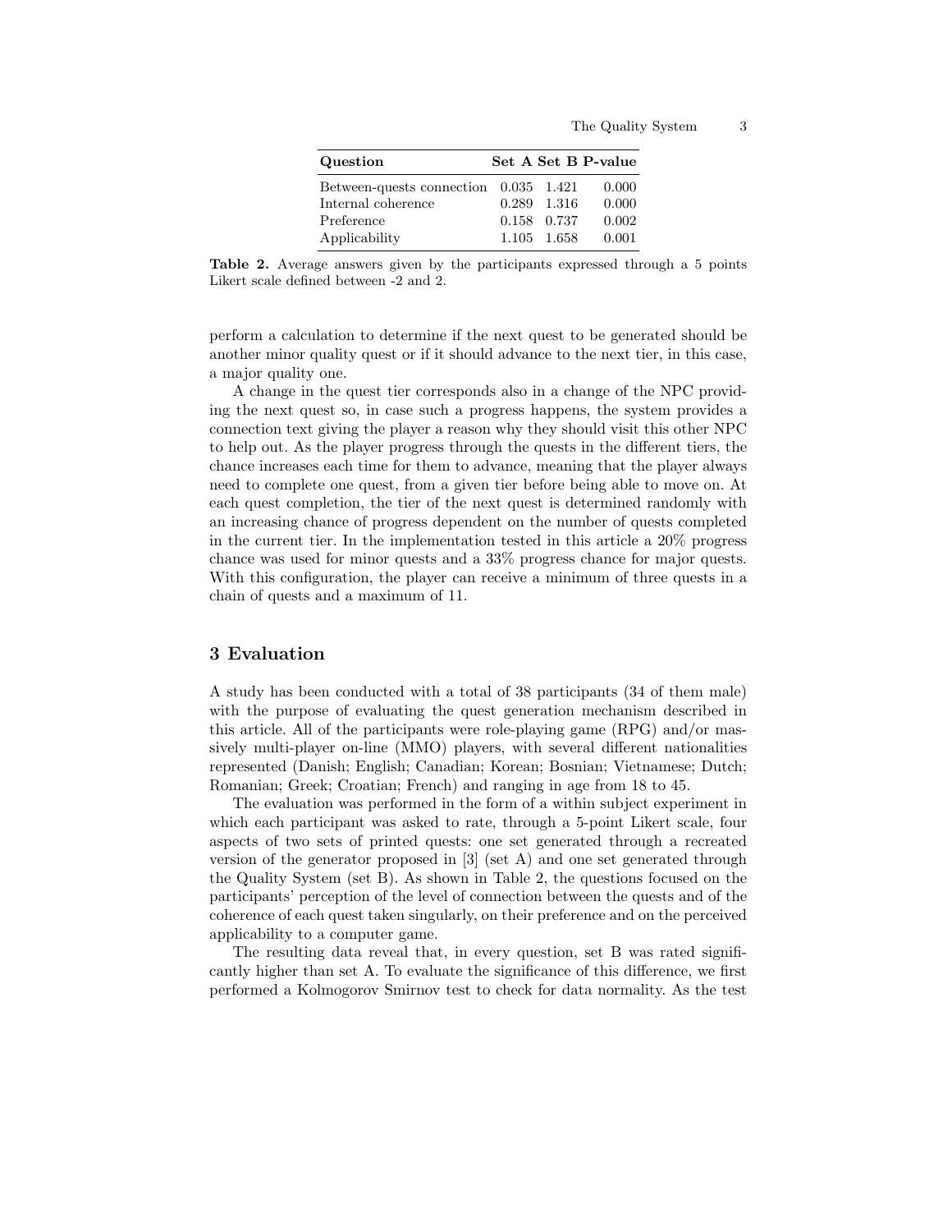| Question | Set A | Set B | P-value |
|---|---|---|---|
| Between-quests connection | 0.035 | 1.421 | 0.000 |
| Internal coherence | 0.289 | 1.316 | 0.000 |
| Preference | 0.158 | 0.737 | 0.002 |
| Applicability | 1.105 | 1.658 | 0.001 |

**Table 2.** Average answers given by the participants expressed through a 5 points Likert scale defined between -2 and 2.

perform a calculation to determine if the next quest to be generated should be another minor quality quest or if it should advance to the next tier, in this case, a major quality one.

A change in the quest tier corresponds also in a change of the NPC providing the next quest so, in case such a progress happens, the system provides a connection text giving the player a reason why they should visit this other NPC to help out. As the player progress through the quests in the different tiers, the chance increases each time for them to advance, meaning that the player always need to complete one quest, from a given tier before being able to move on. At each quest completion, the tier of the next quest is determined randomly with an increasing chance of progress dependent on the number of quests completed in the current tier. In the implementation tested in this article a 20% progress chance was used for minor quests and a 33% progress chance for major quests. With this configuration, the player can receive a minimum of three quests in a chain of quests and a maximum of 11.

## 3 Evaluation

A study has been conducted with a total of 38 participants (34 of them male) with the purpose of evaluating the quest generation mechanism described in this article. All of the participants were role-playing game (RPG) and/or massively multi-player on-line (MMO) players, with several different nationalities represented (Danish; English; Canadian; Korean; Bosnian; Vietnamese; Dutch; Romanian; Greek; Croatian; French) and ranging in age from 18 to 45.

The evaluation was performed in the form of a within subject experiment in which each participant was asked to rate, through a 5-point Likert scale, four aspects of two sets of printed quests: one set generated through a recreated version of the generator proposed in [3] (set A) and one set generated through the Quality System (set B). As shown in Table 2, the questions focused on the participants' perception of the level of connection between the quests and of the coherence of each quest taken singularly, on their preference and on the perceived applicability to a computer game.

The resulting data reveal that, in every question, set B was rated significantly higher than set A. To evaluate the significance of this difference, we first performed a Kolmogorov Smirnov test to check for data normality. As the test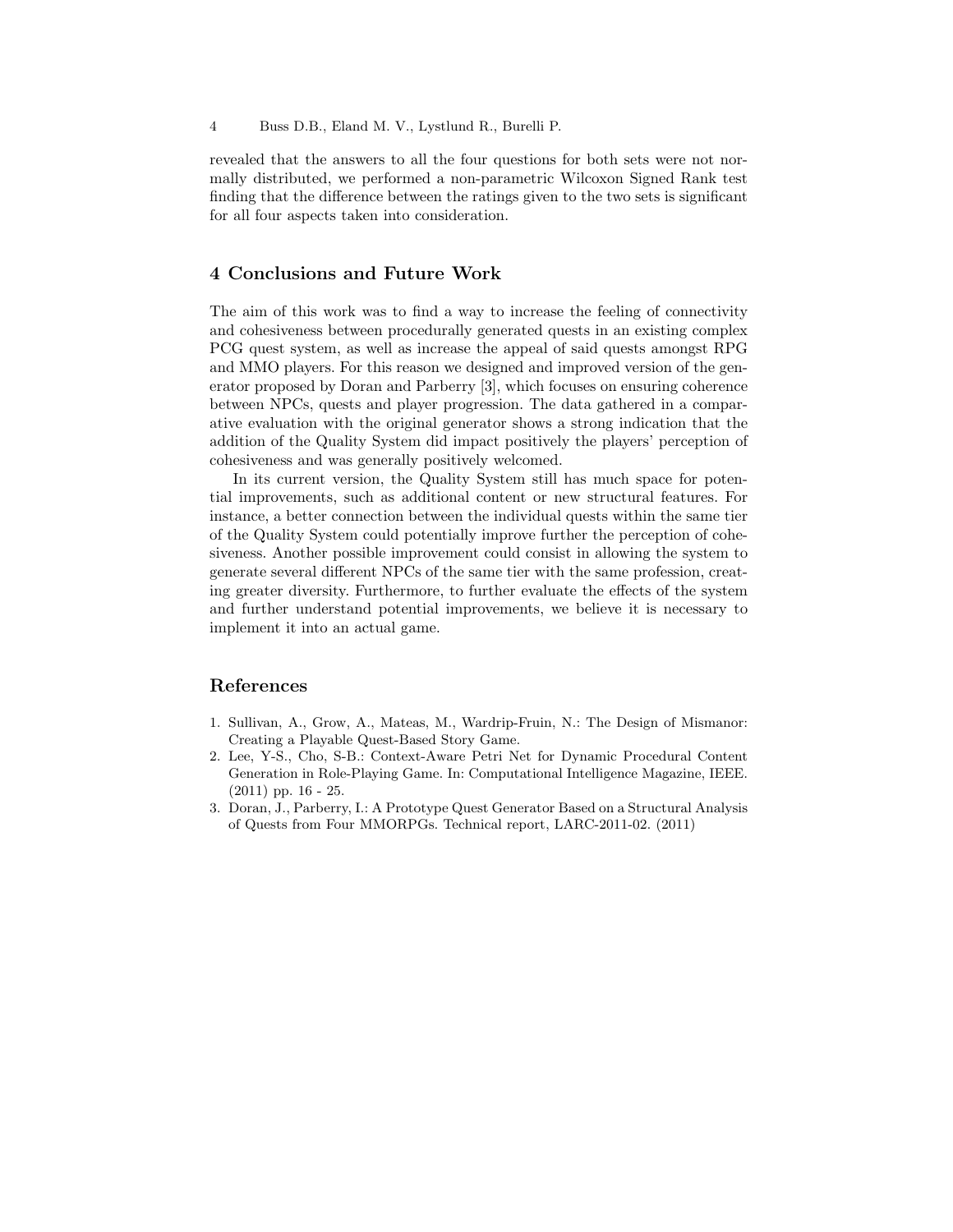revealed that the answers to all the four questions for both sets were not normally distributed, we performed a non-parametric Wilcoxon Signed Rank test finding that the difference between the ratings given to the two sets is significant for all four aspects taken into consideration.

## 4 Conclusions and Future Work

The aim of this work was to find a way to increase the feeling of connectivity and cohesiveness between procedurally generated quests in an existing complex PCG quest system, as well as increase the appeal of said quests amongst RPG and MMO players. For this reason we designed and improved version of the generator proposed by Doran and Parberry [3], which focuses on ensuring coherence between NPCs, quests and player progression. The data gathered in a comparative evaluation with the original generator shows a strong indication that the addition of the Quality System did impact positively the players' perception of cohesiveness and was generally positively welcomed.

In its current version, the Quality System still has much space for potential improvements, such as additional content or new structural features. For instance, a better connection between the individual quests within the same tier of the Quality System could potentially improve further the perception of cohesiveness. Another possible improvement could consist in allowing the system to generate several different NPCs of the same tier with the same profession, creating greater diversity. Furthermore, to further evaluate the effects of the system and further understand potential improvements, we believe it is necessary to implement it into an actual game.

## References

1. Sullivan, A., Grow, A., Mateas, M., Wardrip-Fruin, N.: The Design of Mismanor: Creating a Playable Quest-Based Story Game.
2. Lee, Y-S., Cho, S-B.: Context-Aware Petri Net for Dynamic Procedural Content Generation in Role-Playing Game. In: Computational Intelligence Magazine, IEEE. (2011) pp. 16 - 25.
3. Doran, J., Parberry, I.: A Prototype Quest Generator Based on a Structural Analysis of Quests from Four MMORPGs. Technical report, LARC-2011-02. (2011)